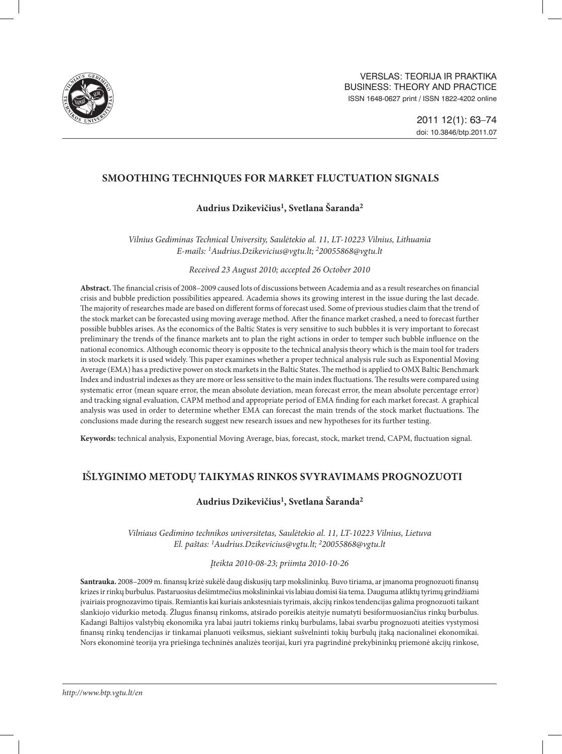VERSLAS: TEORIJA IR PRAKTIKA
BUSINESS: THEORY AND PRACTICE
ISSN 1648-0627 print / ISSN 1822-4202 online

2011 12(1): 63–74
doi: 10.3846/btp.2011.07

# SMOOTHING TECHNIQUES FOR MARKET FLUCTUATION SIGNALS

**Audrius Dzikevičius[1], Svetlana Šaranda[2]**

*Vilnius Gediminas Technical University, Saulėtekio al. 11, LT-10223 Vilnius, Lithuania*
*E-mails: [1]Audrius.Dzikevicius@vgtu.lt; [2]20055868@vgtu.lt*

*Received 23 August 2010; accepted 26 October 2010*

**Abstract.** The financial crisis of 2008–2009 caused lots of discussions between Academia and as a result researches on financial crisis and bubble prediction possibilities appeared. Academia shows its growing interest in the issue during the last decade. The majority of researches made are based on different forms of forecast used. Some of previous studies claim that the trend of the stock market can be forecasted using moving average method. After the finance market crashed, a need to forecast further possible bubbles arises. As the economics of the Baltic States is very sensitive to such bubbles it is very important to forecast preliminary the trends of the finance markets ant to plan the right actions in order to temper such bubble influence on the national economics. Although economic theory is opposite to the technical analysis theory which is the main tool for traders in stock markets it is used widely. This paper examines whether a proper technical analysis rule such as Exponential Moving Average (EMA) has a predictive power on stock markets in the Baltic States. The method is applied to OMX Baltic Benchmark Index and industrial indexes as they are more or less sensitive to the main index fluctuations. The results were compared using systematic error (mean square error, the mean absolute deviation, mean forecast error, the mean absolute percentage error) and tracking signal evaluation, CAPM method and appropriate period of EMA finding for each market forecast. A graphical analysis was used in order to determine whether EMA can forecast the main trends of the stock market fluctuations. The conclusions made during the research suggest new research issues and new hypotheses for its further testing.

**Keywords:** technical analysis, Exponential Moving Average, bias, forecast, stock, market trend, CAPM, fluctuation signal.

# IŠLYGINIMO METODŲ TAIKYMAS RINKOS SVYRAVIMAMS PROGNOZUOTI

**Audrius Dzikevičius[1], Svetlana Šaranda[2]**

*Vilniaus Gedimino technikos universitetas, Saulėtekio al. 11, LT-10223 Vilnius, Lietuva*
*El. paštas: [1]Audrius.Dzikevicius@vgtu.lt; [2]20055868@vgtu.lt*

*Įteikta 2010-08-23; priimta 2010-10-26*

**Santrauka.** 2008–2009 m. finansų krizė sukėlė daug diskusijų tarp mokslininkų. Buvo tiriama, ar įmanoma prognozuoti finansų krizes ir rinkų burbulus. Pastaruosius dešimtmečius mokslininkai vis labiau domisi šia tema. Dauguma atliktų tyrimų grindžiami įvairiais prognozavimo tipais. Remiantis kai kuriais ankstesniais tyrimais, akcijų rinkos tendencijas galima prognozuoti taikant slankiojo vidurkio metodą. Žlugus finansų rinkoms, atsirado poreikis ateityje numatyti besiformuosiančius rinkų burbulus. Kadangi Baltijos valstybių ekonomika yra labai jautri tokiems rinkų burbulams, labai svarbu prognozuoti ateities vystymosi finansų rinkų tendencijas ir tinkamai planuoti veiksmus, siekiant sušvelninti tokių burbulų įtaką nacionalinei ekonomikai. Nors ekonominė teorija yra priešinga techninės analizės teorijai, kuri yra pagrindinė prekybininkų priemonė akcijų rinkose,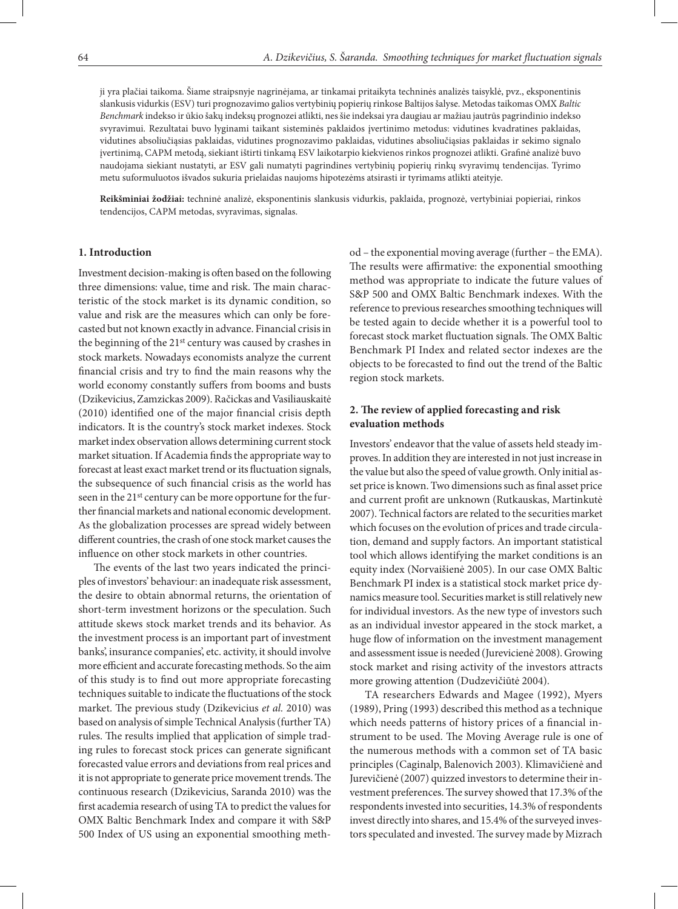ji yra plačiai taikoma. Šiame straipsnyje nagrinėjama, ar tinkamai pritaikyta techninės analizės taisyklė, pvz., eksponentinis slankusis vidurkis (ESV) turi prognozavimo galios vertybinių popierių rinkose Baltijos šalyse. Metodas taikomas OMX *Baltic Benchmark* indekso ir ūkio šakų indeksų prognozei atlikti, nes šie indeksai yra daugiau ar mažiau jautrūs pagrindinio indekso svyravimui. Rezultatai buvo lyginami taikant sisteminės paklaidos įvertinimo metodus: vidutines kvadratines paklaidas, vidutines absoliučiąsias paklaidas, vidutines prognozavimo paklaidas, vidutines absoliučiąsias paklaidas ir sekimo signalo įvertinimą, CAPM metodą, siekiant ištirti tinkamą ESV laikotarpio kiekvienos rinkos prognozei atlikti. Grafinė analizė buvo naudojama siekiant nustatyti, ar ESV gali numatyti pagrindines vertybinių popierių rinkų svyravimų tendencijas. Tyrimo metu suformuluotos išvados sukuria prielaidas naujoms hipotezėms atsirasti ir tyrimams atlikti ateityje.

**Reikšminiai žodžiai:** techninė analizė, eksponentinis slankusis vidurkis, paklaida, prognozė, vertybiniai popieriai, rinkos tendencijos, CAPM metodas, svyravimas, signalas.

## 1. Introduction

Investment decision-making is often based on the following three dimensions: value, time and risk. The main characteristic of the stock market is its dynamic condition, so value and risk are the measures which can only be forecasted but not known exactly in advance. Financial crisis in the beginning of the 21st century was caused by crashes in stock markets. Nowadays economists analyze the current financial crisis and try to find the main reasons why the world economy constantly suffers from booms and busts (Dzikevicius, Zamzickas 2009). Račickas and Vasiliauskaitė (2010) identified one of the major financial crisis depth indicators. It is the country's stock market indexes. Stock market index observation allows determining current stock market situation. If Academia finds the appropriate way to forecast at least exact market trend or its fluctuation signals, the subsequence of such financial crisis as the world has seen in the 21st century can be more opportune for the further financial markets and national economic development. As the globalization processes are spread widely between different countries, the crash of one stock market causes the influence on other stock markets in other countries.

The events of the last two years indicated the principles of investors' behaviour: an inadequate risk assessment, the desire to obtain abnormal returns, the orientation of short-term investment horizons or the speculation. Such attitude skews stock market trends and its behavior. As the investment process is an important part of investment banks', insurance companies', etc. activity, it should involve more efficient and accurate forecasting methods. So the aim of this study is to find out more appropriate forecasting techniques suitable to indicate the fluctuations of the stock market. The previous study (Dzikevicius *et al.* 2010) was based on analysis of simple Technical Analysis (further TA) rules. The results implied that application of simple trading rules to forecast stock prices can generate significant forecasted value errors and deviations from real prices and it is not appropriate to generate price movement trends. The continuous research (Dzikevicius, Saranda 2010) was the first academia research of using TA to predict the values for OMX Baltic Benchmark Index and compare it with S&P 500 Index of US using an exponential smoothing method – the exponential moving average (further – the EMA). The results were affirmative: the exponential smoothing method was appropriate to indicate the future values of S&P 500 and OMX Baltic Benchmark indexes. With the reference to previous researches smoothing techniques will be tested again to decide whether it is a powerful tool to forecast stock market fluctuation signals. The OMX Baltic Benchmark PI Index and related sector indexes are the objects to be forecasted to find out the trend of the Baltic region stock markets.

## 2. The review of applied forecasting and risk evaluation methods

Investors' endeavor that the value of assets held steady improves. In addition they are interested in not just increase in the value but also the speed of value growth. Only initial asset price is known. Two dimensions such as final asset price and current profit are unknown (Rutkauskas, Martinkutė 2007). Technical factors are related to the securities market which focuses on the evolution of prices and trade circulation, demand and supply factors. An important statistical tool which allows identifying the market conditions is an equity index (Norvaišienė 2005). In our case OMX Baltic Benchmark PI index is a statistical stock market price dynamics measure tool. Securities market is still relatively new for individual investors. As the new type of investors such as an individual investor appeared in the stock market, a huge flow of information on the investment management and assessment issue is needed (Jurevicienė 2008). Growing stock market and rising activity of the investors attracts more growing attention (Dudzevičiūtė 2004).

TA researchers Edwards and Magee (1992), Myers (1989), Pring (1993) described this method as a technique which needs patterns of history prices of a financial instrument to be used. The Moving Average rule is one of the numerous methods with a common set of TA basic principles (Caginalp, Balenovich 2003). Klimavičienė and Jurevičienė (2007) quizzed investors to determine their investment preferences. The survey showed that 17.3% of the respondents invested into securities, 14.3% of respondents invest directly into shares, and 15.4% of the surveyed investors speculated and invested. The survey made by Mizrach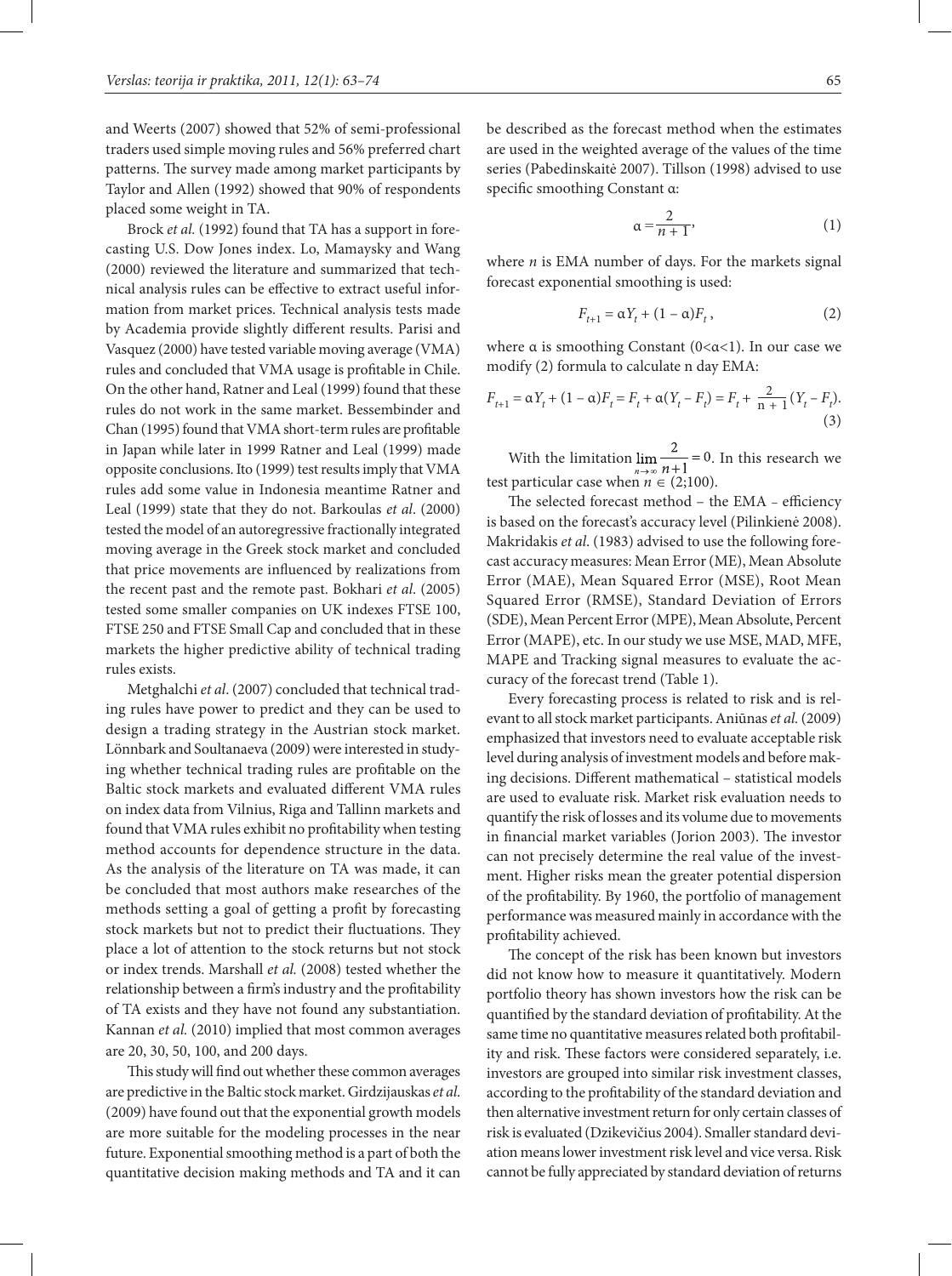and Weerts (2007) showed that 52% of semi-professional traders used simple moving rules and 56% preferred chart patterns. The survey made among market participants by Taylor and Allen (1992) showed that 90% of respondents placed some weight in TA.

Brock *et al.* (1992) found that TA has a support in forecasting U.S. Dow Jones index. Lo, Mamaysky and Wang (2000) reviewed the literature and summarized that technical analysis rules can be effective to extract useful information from market prices. Technical analysis tests made by Academia provide slightly different results. Parisi and Vasquez (2000) have tested variable moving average (VMA) rules and concluded that VMA usage is profitable in Chile. On the other hand, Ratner and Leal (1999) found that these rules do not work in the same market. Bessembinder and Chan (1995) found that VMA short-term rules are profitable in Japan while later in 1999 Ratner and Leal (1999) made opposite conclusions. Ito (1999) test results imply that VMA rules add some value in Indonesia meantime Ratner and Leal (1999) state that they do not. Barkoulas *et al*. (2000) tested the model of an autoregressive fractionally integrated moving average in the Greek stock market and concluded that price movements are influenced by realizations from the recent past and the remote past. Bokhari *et al*. (2005) tested some smaller companies on UK indexes FTSE 100, FTSE 250 and FTSE Small Cap and concluded that in these markets the higher predictive ability of technical trading rules exists.

Metghalchi *et al*. (2007) concluded that technical trading rules have power to predict and they can be used to design a trading strategy in the Austrian stock market. Lönnbark and Soultanaeva (2009) were interested in studying whether technical trading rules are profitable on the Baltic stock markets and evaluated different VMA rules on index data from Vilnius, Riga and Tallinn markets and found that VMA rules exhibit no profitability when testing method accounts for dependence structure in the data. As the analysis of the literature on TA was made, it can be concluded that most authors make researches of the methods setting a goal of getting a profit by forecasting stock markets but not to predict their fluctuations. They place a lot of attention to the stock returns but not stock or index trends. Marshall *et al.* (2008) tested whether the relationship between a firm's industry and the profitability of TA exists and they have not found any substantiation. Kannan *et al.* (2010) implied that most common averages are 20, 30, 50, 100, and 200 days.

This study will find out whether these common averages are predictive in the Baltic stock market. Girdzijauskas *et al.* (2009) have found out that the exponential growth models are more suitable for the modeling processes in the near future. Exponential smoothing method is a part of both the quantitative decision making methods and TA and it can be described as the forecast method when the estimates are used in the weighted average of the values of the time series (Pabedinskaitė 2007). Tillson (1998) advised to use specific smoothing Constant α:

$$\alpha = \frac{2}{n+1}, \tag{1}$$

where *n* is EMA number of days. For the markets signal forecast exponential smoothing is used:

$$F_{t+1} = \alpha Y_t + (1 - \alpha) F_t, \tag{2}$$

where α is smoothing Constant ($0<\alpha<1$). In our case we modify (2) formula to calculate n day EMA:

$$F_{t+1} = \alpha Y_t + (1 - \alpha) F_t = F_t + \alpha (Y_t - F_t) = F_t + \frac{2}{n+1}(Y_t - F_t). \tag{3}$$

With the limitation $\lim_{n \to \infty} \frac{2}{n+1} = 0$. In this research we test particular case when $n \in (2;100)$.

The selected forecast method – the EMA – efficiency is based on the forecast's accuracy level (Pilinkienė 2008). Makridakis *et al*. (1983) advised to use the following forecast accuracy measures: Mean Error (ME), Mean Absolute Error (MAE), Mean Squared Error (MSE), Root Mean Squared Error (RMSE), Standard Deviation of Errors (SDE), Mean Percent Error (MPE), Mean Absolute, Percent Error (MAPE), etc. In our study we use MSE, MAD, MFE, MAPE and Tracking signal measures to evaluate the accuracy of the forecast trend (Table 1).

Every forecasting process is related to risk and is relevant to all stock market participants. Aniūnas *et al.* (2009) emphasized that investors need to evaluate acceptable risk level during analysis of investment models and before making decisions. Different mathematical – statistical models are used to evaluate risk. Market risk evaluation needs to quantify the risk of losses and its volume due to movements in financial market variables (Jorion 2003). The investor can not precisely determine the real value of the investment. Higher risks mean the greater potential dispersion of the profitability. By 1960, the portfolio of management performance was measured mainly in accordance with the profitability achieved.

The concept of the risk has been known but investors did not know how to measure it quantitatively. Modern portfolio theory has shown investors how the risk can be quantified by the standard deviation of profitability. At the same time no quantitative measures related both profitability and risk. These factors were considered separately, i.e. investors are grouped into similar risk investment classes, according to the profitability of the standard deviation and then alternative investment return for only certain classes of risk is evaluated (Dzikevičius 2004). Smaller standard deviation means lower investment risk level and vice versa. Risk cannot be fully appreciated by standard deviation of returns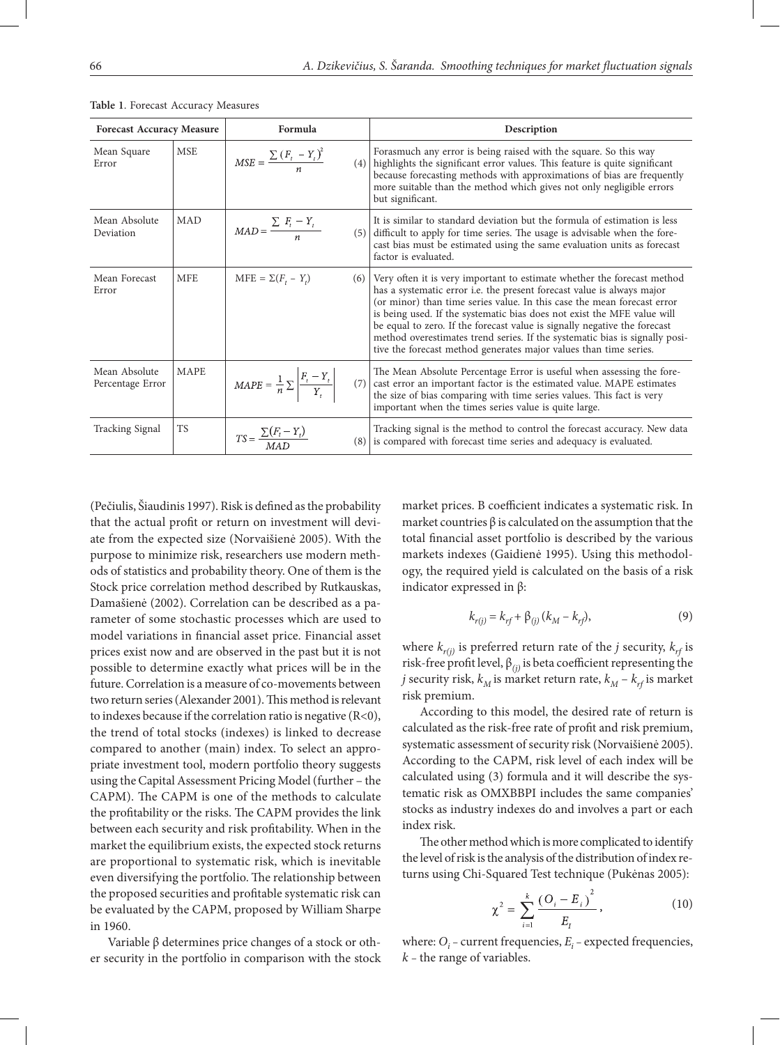**Table 1**. Forecast Accuracy Measures

| Forecast Accuracy Measure | | Formula | Description |
|---|---|---|---|
| Mean Square Error | MSE | $MSE = \frac{\sum (F_t - Y_t)^2}{n}$ (4) | Forasmuch any error is being raised with the square. So this way highlights the significant error values. This feature is quite significant because forecasting methods with approximations of bias are frequently more suitable than the method which gives not only negligible errors but significant. |
| Mean Absolute Deviation | MAD | $MAD = \frac{\sum F_t - Y_t}{n}$ (5) | It is similar to standard deviation but the formula of estimation is less difficult to apply for time series. The usage is advisable when the forecast bias must be estimated using the same evaluation units as forecast factor is evaluated. |
| Mean Forecast Error | MFE | $MFE = \Sigma(F_t - Y_t)$ (6) | Very often it is very important to estimate whether the forecast method has a systematic error i.e. the present forecast value is always major (or minor) than time series value. In this case the mean forecast error is being used. If the systematic bias does not exist the MFE value will be equal to zero. If the forecast value is signally negative the forecast method overestimates trend series. If the systematic bias is signally positive the forecast method generates major values than time series. |
| Mean Absolute Percentage Error | MAPE | $MAPE = \frac{1}{n} \sum \left\lvert \frac{F_t - Y_t}{Y_t} \right\rvert$ (7) | The Mean Absolute Percentage Error is useful when assessing the forecast error an important factor is the estimated value. MAPE estimates the size of bias comparing with time series values. This fact is very important when the times series value is quite large. |
| Tracking Signal | TS | $TS = \frac{\sum(F_t - Y_t)}{MAD}$ (8) | Tracking signal is the method to control the forecast accuracy. New data is compared with forecast time series and adequacy is evaluated. |

(Pečiulis, Šiaudinis 1997). Risk is defined as the probability that the actual profit or return on investment will deviate from the expected size (Norvaišienė 2005). With the purpose to minimize risk, researchers use modern methods of statistics and probability theory. One of them is the Stock price correlation method described by Rutkauskas, Damašienė (2002). Correlation can be described as a parameter of some stochastic processes which are used to model variations in financial asset price. Financial asset prices exist now and are observed in the past but it is not possible to determine exactly what prices will be in the future. Correlation is a measure of co-movements between two return series (Alexander 2001). This method is relevant to indexes because if the correlation ratio is negative ($R<0$), the trend of total stocks (indexes) is linked to decrease compared to another (main) index. To select an appropriate investment tool, modern portfolio theory suggests using the Capital Assessment Pricing Model (further – the CAPM). The CAPM is one of the methods to calculate the profitability or the risks. The CAPM provides the link between each security and risk profitability. When in the market the equilibrium exists, the expected stock returns are proportional to systematic risk, which is inevitable even diversifying the portfolio. The relationship between the proposed securities and profitable systematic risk can be evaluated by the CAPM, proposed by William Sharpe in 1960.

Variable β determines price changes of a stock or other security in the portfolio in comparison with the stock market prices. B coefficient indicates a systematic risk. In market countries β is calculated on the assumption that the total financial asset portfolio is described by the various markets indexes (Gaidienė 1995). Using this methodology, the required yield is calculated on the basis of a risk indicator expressed in β:

$$k_{r(j)} = k_{rf} + \beta_{(j)} (k_M - k_{rf}), \tag{9}$$

where $k_{r(j)}$ is preferred return rate of the $j$ security, $k_{rf}$ is risk-free profit level, $\beta_{(j)}$ is beta coefficient representing the $j$ security risk, $k_M$ is market return rate, $k_M - k_{rf}$ is market risk premium.

According to this model, the desired rate of return is calculated as the risk-free rate of profit and risk premium, systematic assessment of security risk (Norvaišienė 2005). According to the CAPM, risk level of each index will be calculated using (3) formula and it will describe the systematic risk as OMXBBPI includes the same companies' stocks as industry indexes do and involves a part or each index risk.

The other method which is more complicated to identify the level of risk is the analysis of the distribution of index returns using Chi-Squared Test technique (Pukėnas 2005):

$$\chi^2 = \sum_{i=1}^{k} \frac{(O_i - E_i)^2}{E_I}, \tag{10}$$

where: $O_i$ – current frequencies, $E_i$ – expected frequencies, $k$ – the range of variables.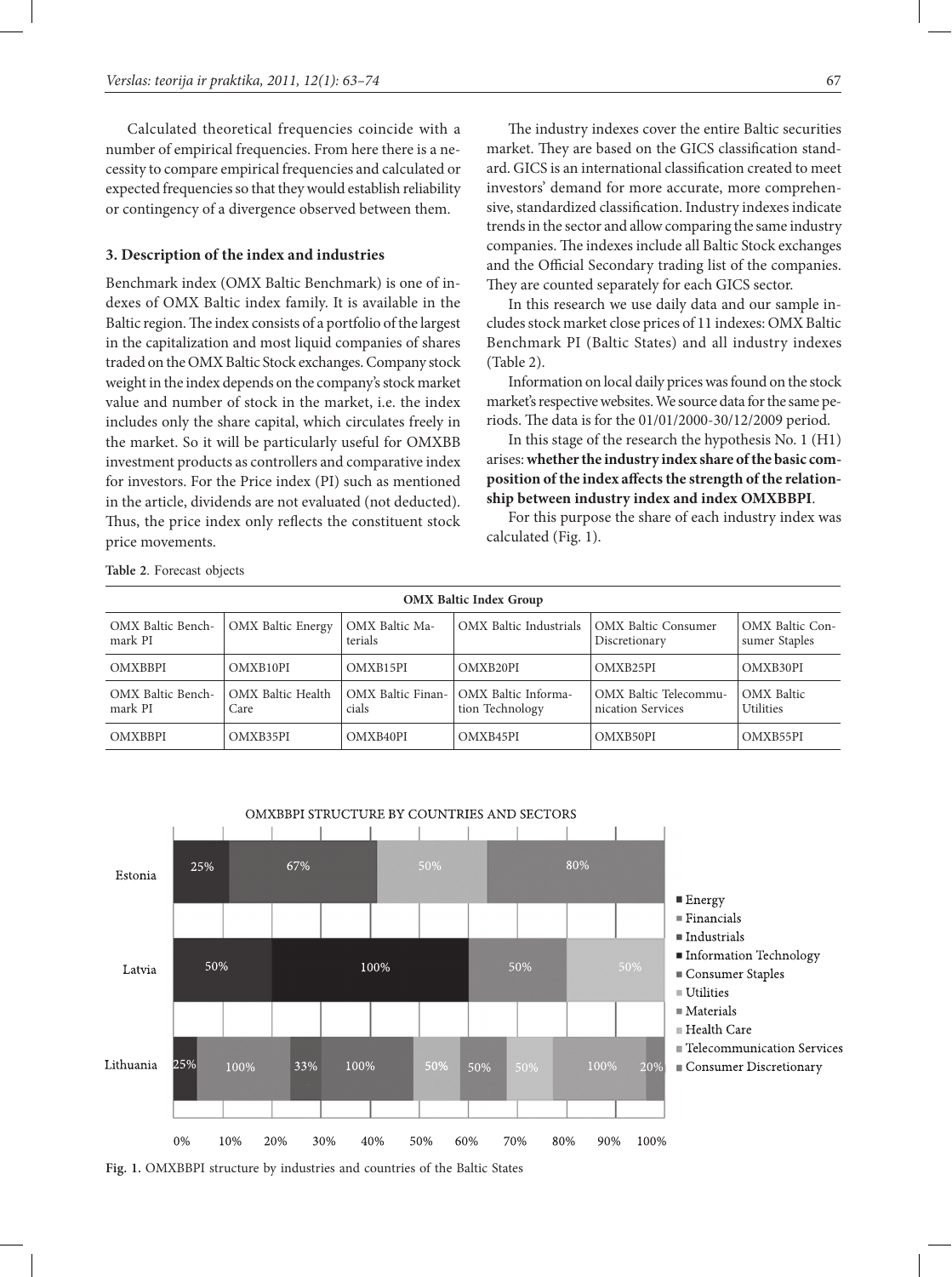Calculated theoretical frequencies coincide with a number of empirical frequencies. From here there is a necessity to compare empirical frequencies and calculated or expected frequencies so that they would establish reliability or contingency of a divergence observed between them.

## 3. Description of the index and industries

Benchmark index (OMX Baltic Benchmark) is one of indexes of OMX Baltic index family. It is available in the Baltic region. The index consists of a portfolio of the largest in the capitalization and most liquid companies of shares traded on the OMX Baltic Stock exchanges. Company stock weight in the index depends on the company's stock market value and number of stock in the market, i.e. the index includes only the share capital, which circulates freely in the market. So it will be particularly useful for OMXBB investment products as controllers and comparative index for investors. For the Price index (PI) such as mentioned in the article, dividends are not evaluated (not deducted). Thus, the price index only reflects the constituent stock price movements.

The industry indexes cover the entire Baltic securities market. They are based on the GICS classification standard. GICS is an international classification created to meet investors' demand for more accurate, more comprehensive, standardized classification. Industry indexes indicate trends in the sector and allow comparing the same industry companies. The indexes include all Baltic Stock exchanges and the Official Secondary trading list of the companies. They are counted separately for each GICS sector.

In this research we use daily data and our sample includes stock market close prices of 11 indexes: OMX Baltic Benchmark PI (Baltic States) and all industry indexes (Table 2).

Information on local daily prices was found on the stock market's respective websites. We source data for the same periods. The data is for the 01/01/2000-30/12/2009 period.

In this stage of the research the hypothesis No. 1 (H1) arises: **whether the industry index share of the basic composition of the index affects the strength of the relationship between industry index and index OMXBBPI**.

For this purpose the share of each industry index was calculated (Fig. 1).

**Table 2**. Forecast objects

| OMX Baltic Index Group | | | | | |
|---|---|---|---|---|---|
| OMX Baltic Benchmark PI | OMX Baltic Energy | OMX Baltic Materials | OMX Baltic Industrials | OMX Baltic Consumer Discretionary | OMX Baltic Consumer Staples |
| OMXBBPI | OMXB10PI | OMXB15PI | OMXB20PI | OMXB25PI | OMXB30PI |
| OMX Baltic Benchmark PI | OMX Baltic Health Care | OMX Baltic Financials | OMX Baltic Information Technology | OMX Baltic Telecommunication Services | OMX Baltic Utilities |
| OMXBBPI | OMXB35PI | OMXB40PI | OMXB45PI | OMXB50PI | OMXB55PI |

**Fig. 1.** OMXBBPI structure by industries and countries of the Baltic States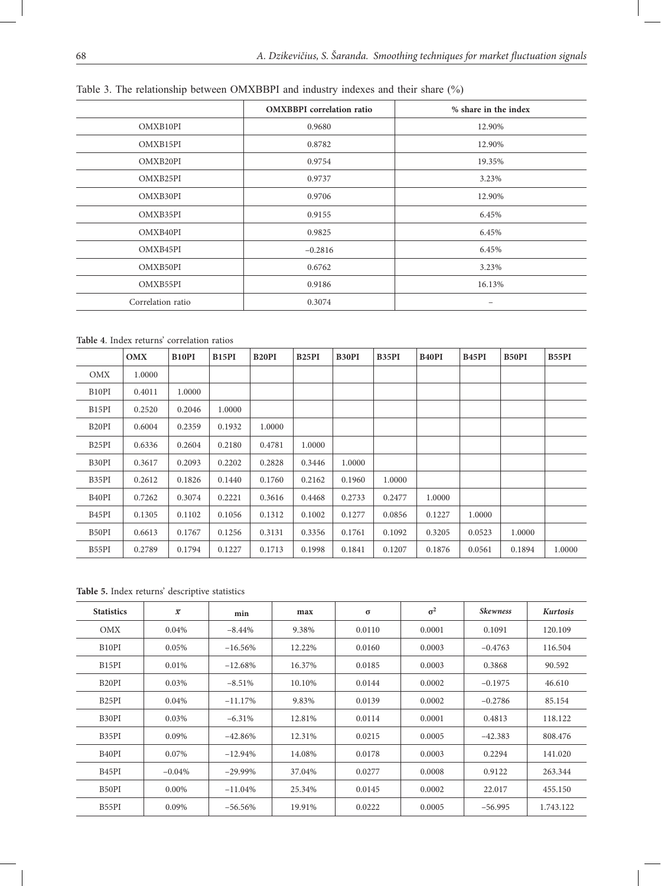Table 3. The relationship between OMXBBPI and industry indexes and their share (%)

| | **OMXBBPI correlation ratio** | **% share in the index** |
|---|---|---|
| OMXB10PI | 0.9680 | 12.90% |
| OMXB15PI | 0.8782 | 12.90% |
| OMXB20PI | 0.9754 | 19.35% |
| OMXB25PI | 0.9737 | 3.23% |
| OMXB30PI | 0.9706 | 12.90% |
| OMXB35PI | 0.9155 | 6.45% |
| OMXB40PI | 0.9825 | 6.45% |
| OMXB45PI | −0.2816 | 6.45% |
| OMXB50PI | 0.6762 | 3.23% |
| OMXB55PI | 0.9186 | 16.13% |
| Correlation ratio | 0.3074 | – |

**Table 4**. Index returns' correlation ratios

| | **OMX** | **B10PI** | **B15PI** | **B20PI** | **B25PI** | **B30PI** | **B35PI** | **B40PI** | **B45PI** | **B50PI** | **B55PI** |
|---|---|---|---|---|---|---|---|---|---|---|---|
| OMX | 1.0000 | | | | | | | | | | |
| B10PI | 0.4011 | 1.0000 | | | | | | | | | |
| B15PI | 0.2520 | 0.2046 | 1.0000 | | | | | | | | |
| B20PI | 0.6004 | 0.2359 | 0.1932 | 1.0000 | | | | | | | |
| B25PI | 0.6336 | 0.2604 | 0.2180 | 0.4781 | 1.0000 | | | | | | |
| B30PI | 0.3617 | 0.2093 | 0.2202 | 0.2828 | 0.3446 | 1.0000 | | | | | |
| B35PI | 0.2612 | 0.1826 | 0.1440 | 0.1760 | 0.2162 | 0.1960 | 1.0000 | | | | |
| B40PI | 0.7262 | 0.3074 | 0.2221 | 0.3616 | 0.4468 | 0.2733 | 0.2477 | 1.0000 | | | |
| B45PI | 0.1305 | 0.1102 | 0.1056 | 0.1312 | 0.1002 | 0.1277 | 0.0856 | 0.1227 | 1.0000 | | |
| B50PI | 0.6613 | 0.1767 | 0.1256 | 0.3131 | 0.3356 | 0.1761 | 0.1092 | 0.3205 | 0.0523 | 1.0000 | |
| B55PI | 0.2789 | 0.1794 | 0.1227 | 0.1713 | 0.1998 | 0.1841 | 0.1207 | 0.1876 | 0.0561 | 0.1894 | 1.0000 |

**Table 5.** Index returns' descriptive statistics

| **Statistics** | $\bar{x}$ | **min** | **max** | $\sigma$ | $\sigma^2$ | ***Skewness*** | ***Kurtosis*** |
|---|---|---|---|---|---|---|---|
| OMX | 0.04% | −8.44% | 9.38% | 0.0110 | 0.0001 | 0.1091 | 120.109 |
| B10PI | 0.05% | −16.56% | 12.22% | 0.0160 | 0.0003 | −0.4763 | 116.504 |
| B15PI | 0.01% | −12.68% | 16.37% | 0.0185 | 0.0003 | 0.3868 | 90.592 |
| B20PI | 0.03% | −8.51% | 10.10% | 0.0144 | 0.0002 | −0.1975 | 46.610 |
| B25PI | 0.04% | −11.17% | 9.83% | 0.0139 | 0.0002 | −0.2786 | 85.154 |
| B30PI | 0.03% | −6.31% | 12.81% | 0.0114 | 0.0001 | 0.4813 | 118.122 |
| B35PI | 0.09% | −42.86% | 12.31% | 0.0215 | 0.0005 | −42.383 | 808.476 |
| B40PI | 0.07% | −12.94% | 14.08% | 0.0178 | 0.0003 | 0.2294 | 141.020 |
| B45PI | −0.04% | −29.99% | 37.04% | 0.0277 | 0.0008 | 0.9122 | 263.344 |
| B50PI | 0.00% | −11.04% | 25.34% | 0.0145 | 0.0002 | 22.017 | 455.150 |
| B55PI | 0.09% | −56.56% | 19.91% | 0.0222 | 0.0005 | −56.995 | 1.743.122 |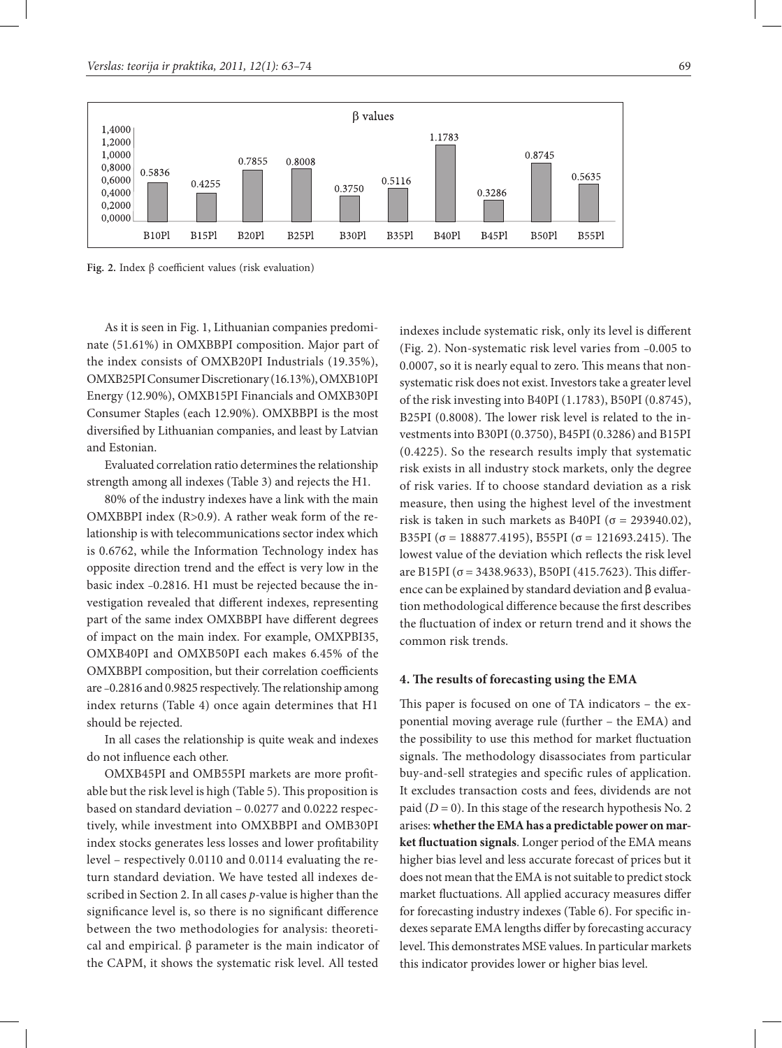**Fig. 2.** Index β coefficient values (risk evaluation)

As it is seen in Fig. 1, Lithuanian companies predominate (51.61%) in OMXBBPI composition. Major part of the index consists of OMXB20PI Industrials (19.35%), OMXB25PI Consumer Discretionary (16.13%), OMXB10PI Energy (12.90%), OMXB15PI Financials and OMXB30PI Consumer Staples (each 12.90%). OMXBBPI is the most diversified by Lithuanian companies, and least by Latvian and Estonian.

Evaluated correlation ratio determines the relationship strength among all indexes (Table 3) and rejects the H1.

80% of the industry indexes have a link with the main OMXBBPI index (R>0.9). A rather weak form of the relationship is with telecommunications sector index which is 0.6762, while the Information Technology index has opposite direction trend and the effect is very low in the basic index –0.2816. H1 must be rejected because the investigation revealed that different indexes, representing part of the same index OMXBBPI have different degrees of impact on the main index. For example, OMXPBI35, OMXB40PI and OMXB50PI each makes 6.45% of the OMXBBPI composition, but their correlation coefficients are –0.2816 and 0.9825 respectively. The relationship among index returns (Table 4) once again determines that H1 should be rejected.

In all cases the relationship is quite weak and indexes do not influence each other.

OMXB45PI and OMB55PI markets are more profitable but the risk level is high (Table 5). This proposition is based on standard deviation – 0.0277 and 0.0222 respectively, while investment into OMXBBPI and OMB30PI index stocks generates less losses and lower profitability level – respectively 0.0110 and 0.0114 evaluating the return standard deviation. We have tested all indexes described in Section 2. In all cases *p*-value is higher than the significance level is, so there is no significant difference between the two methodologies for analysis: theoretical and empirical. β parameter is the main indicator of the CAPM, it shows the systematic risk level. All tested indexes include systematic risk, only its level is different (Fig. 2). Non-systematic risk level varies from –0.005 to 0.0007, so it is nearly equal to zero. This means that non-systematic risk does not exist. Investors take a greater level of the risk investing into B40PI (1.1783), B50PI (0.8745), B25PI (0.8008). The lower risk level is related to the investments into B30PI (0.3750), B45PI (0.3286) and B15PI (0.4225). So the research results imply that systematic risk exists in all industry stock markets, only the degree of risk varies. If to choose standard deviation as a risk measure, then using the highest level of the investment risk is taken in such markets as B40PI ($\sigma$ = 293940.02), B35PI ($\sigma$ = 188877.4195), B55PI ($\sigma$ = 121693.2415). The lowest value of the deviation which reflects the risk level are B15PI ($\sigma$ = 3438.9633), B50PI (415.7623). This difference can be explained by standard deviation and β evaluation methodological difference because the first describes the fluctuation of index or return trend and it shows the common risk trends.

#### 4. The results of forecasting using the EMA

This paper is focused on one of TA indicators – the exponential moving average rule (further – the EMA) and the possibility to use this method for market fluctuation signals. The methodology disassociates from particular buy-and-sell strategies and specific rules of application. It excludes transaction costs and fees, dividends are not paid ($D = 0$). In this stage of the research hypothesis No. 2 arises: **whether the EMA has a predictable power on market fluctuation signals**. Longer period of the EMA means higher bias level and less accurate forecast of prices but it does not mean that the EMA is not suitable to predict stock market fluctuations. All applied accuracy measures differ for forecasting industry indexes (Table 6). For specific indexes separate EMA lengths differ by forecasting accuracy level. This demonstrates MSE values. In particular markets this indicator provides lower or higher bias level.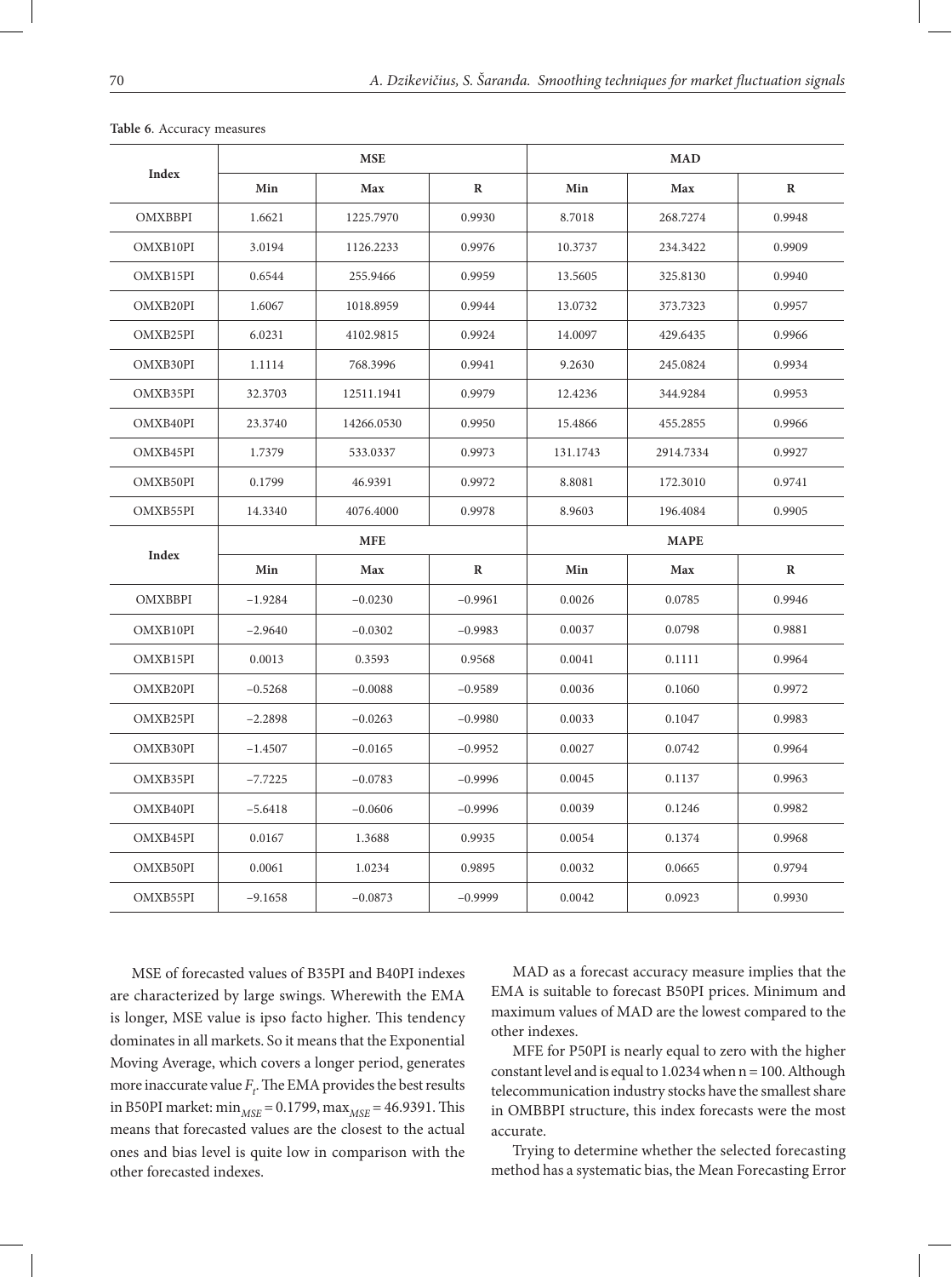**Table 6**. Accuracy measures

| Index | MSE | | | MAD | | |
|---|---|---|---|---|---|---|
| | Min | Max | R | Min | Max | R |
| OMXBBPI | 1.6621 | 1225.7970 | 0.9930 | 8.7018 | 268.7274 | 0.9948 |
| OMXB10PI | 3.0194 | 1126.2233 | 0.9976 | 10.3737 | 234.3422 | 0.9909 |
| OMXB15PI | 0.6544 | 255.9466 | 0.9959 | 13.5605 | 325.8130 | 0.9940 |
| OMXB20PI | 1.6067 | 1018.8959 | 0.9944 | 13.0732 | 373.7323 | 0.9957 |
| OMXB25PI | 6.0231 | 4102.9815 | 0.9924 | 14.0097 | 429.6435 | 0.9966 |
| OMXB30PI | 1.1114 | 768.3996 | 0.9941 | 9.2630 | 245.0824 | 0.9934 |
| OMXB35PI | 32.3703 | 12511.1941 | 0.9979 | 12.4236 | 344.9284 | 0.9953 |
| OMXB40PI | 23.3740 | 14266.0530 | 0.9950 | 15.4866 | 455.2855 | 0.9966 |
| OMXB45PI | 1.7379 | 533.0337 | 0.9973 | 131.1743 | 2914.7334 | 0.9927 |
| OMXB50PI | 0.1799 | 46.9391 | 0.9972 | 8.8081 | 172.3010 | 0.9741 |
| OMXB55PI | 14.3340 | 4076.4000 | 0.9978 | 8.9603 | 196.4084 | 0.9905 |
| **Index** | **MFE** | | | **MAPE** | | |
| | **Min** | **Max** | **R** | **Min** | **Max** | **R** |
| OMXBBPI | −1.9284 | −0.0230 | −0.9961 | 0.0026 | 0.0785 | 0.9946 |
| OMXB10PI | −2.9640 | −0.0302 | −0.9983 | 0.0037 | 0.0798 | 0.9881 |
| OMXB15PI | 0.0013 | 0.3593 | 0.9568 | 0.0041 | 0.1111 | 0.9964 |
| OMXB20PI | −0.5268 | −0.0088 | −0.9589 | 0.0036 | 0.1060 | 0.9972 |
| OMXB25PI | −2.2898 | −0.0263 | −0.9980 | 0.0033 | 0.1047 | 0.9983 |
| OMXB30PI | −1.4507 | −0.0165 | −0.9952 | 0.0027 | 0.0742 | 0.9964 |
| OMXB35PI | −7.7225 | −0.0783 | −0.9996 | 0.0045 | 0.1137 | 0.9963 |
| OMXB40PI | −5.6418 | −0.0606 | −0.9996 | 0.0039 | 0.1246 | 0.9982 |
| OMXB45PI | 0.0167 | 1.3688 | 0.9935 | 0.0054 | 0.1374 | 0.9968 |
| OMXB50PI | 0.0061 | 1.0234 | 0.9895 | 0.0032 | 0.0665 | 0.9794 |
| OMXB55PI | −9.1658 | −0.0873 | −0.9999 | 0.0042 | 0.0923 | 0.9930 |

MSE of forecasted values of B35PI and B40PI indexes are characterized by large swings. Wherewith the EMA is longer, MSE value is ipso facto higher. This tendency dominates in all markets. So it means that the Exponential Moving Average, which covers a longer period, generates more inaccurate value $F_t$. The EMA provides the best results in B50PI market: $\min_{MSE} = 0.1799$, $\max_{MSE} = 46.9391$. This means that forecasted values are the closest to the actual ones and bias level is quite low in comparison with the other forecasted indexes.

MAD as a forecast accuracy measure implies that the EMA is suitable to forecast B50PI prices. Minimum and maximum values of MAD are the lowest compared to the other indexes.

MFE for P50PI is nearly equal to zero with the higher constant level and is equal to 1.0234 when n = 100. Although telecommunication industry stocks have the smallest share in OMBBPI structure, this index forecasts were the most accurate.

Trying to determine whether the selected forecasting method has a systematic bias, the Mean Forecasting Error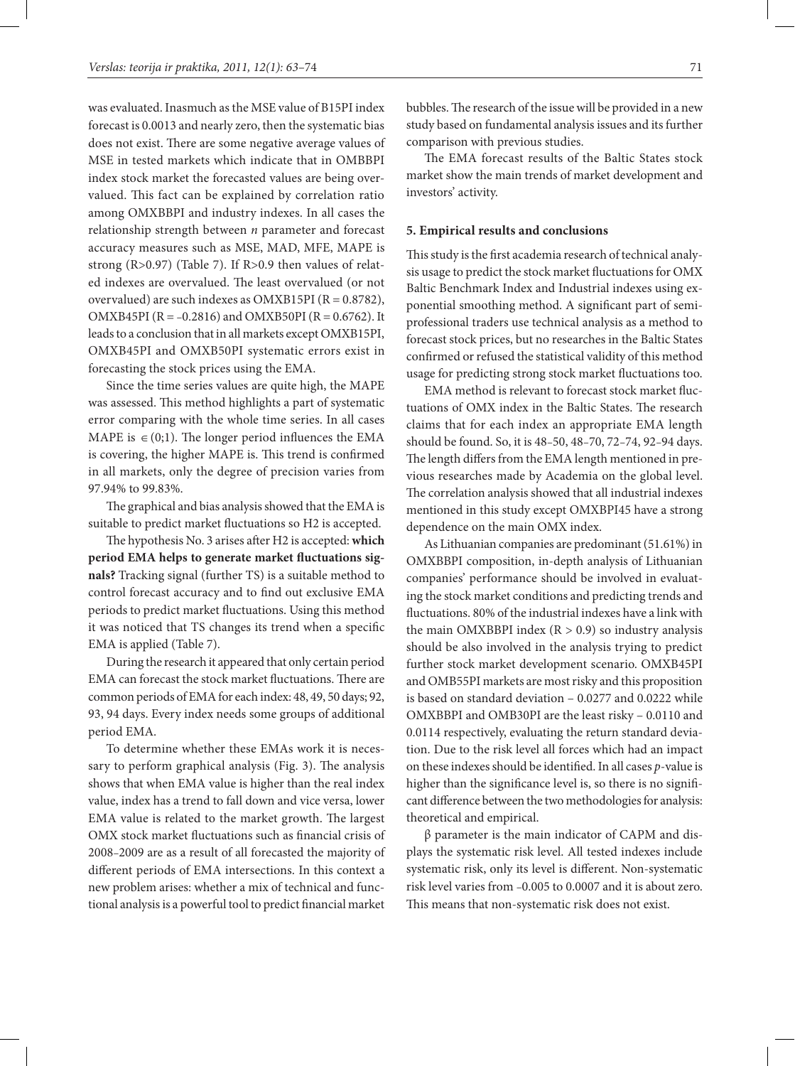was evaluated. Inasmuch as the MSE value of B15PI index forecast is 0.0013 and nearly zero, then the systematic bias does not exist. There are some negative average values of MSE in tested markets which indicate that in OMBBPI index stock market the forecasted values are being overvalued. This fact can be explained by correlation ratio among OMXBBPI and industry indexes. In all cases the relationship strength between *n* parameter and forecast accuracy measures such as MSE, MAD, MFE, MAPE is strong (R>0.97) (Table 7). If R>0.9 then values of related indexes are overvalued. The least overvalued (or not overvalued) are such indexes as OMXB15PI (R = 0.8782), OMXB45PI (R = –0.2816) and OMXB50PI (R = 0.6762). It leads to a conclusion that in all markets except OMXB15PI, OMXB45PI and OMXB50PI systematic errors exist in forecasting the stock prices using the EMA.

Since the time series values are quite high, the MAPE was assessed. This method highlights a part of systematic error comparing with the whole time series. In all cases MAPE is $\in (0;1)$. The longer period influences the EMA is covering, the higher MAPE is. This trend is confirmed in all markets, only the degree of precision varies from 97.94% to 99.83%.

The graphical and bias analysis showed that the EMA is suitable to predict market fluctuations so H2 is accepted.

The hypothesis No. 3 arises after H2 is accepted: **which period EMA helps to generate market fluctuations signals?** Tracking signal (further TS) is a suitable method to control forecast accuracy and to find out exclusive EMA periods to predict market fluctuations. Using this method it was noticed that TS changes its trend when a specific EMA is applied (Table 7).

During the research it appeared that only certain period EMA can forecast the stock market fluctuations. There are common periods of EMA for each index: 48, 49, 50 days; 92, 93, 94 days. Every index needs some groups of additional period EMA.

To determine whether these EMAs work it is necessary to perform graphical analysis (Fig. 3). The analysis shows that when EMA value is higher than the real index value, index has a trend to fall down and vice versa, lower EMA value is related to the market growth. The largest OMX stock market fluctuations such as financial crisis of 2008–2009 are as a result of all forecasted the majority of different periods of EMA intersections. In this context a new problem arises: whether a mix of technical and functional analysis is a powerful tool to predict financial market bubbles. The research of the issue will be provided in a new study based on fundamental analysis issues and its further comparison with previous studies.

The EMA forecast results of the Baltic States stock market show the main trends of market development and investors' activity.

## 5. Empirical results and conclusions

This study is the first academia research of technical analysis usage to predict the stock market fluctuations for OMX Baltic Benchmark Index and Industrial indexes using exponential smoothing method. A significant part of semi-professional traders use technical analysis as a method to forecast stock prices, but no researches in the Baltic States confirmed or refused the statistical validity of this method usage for predicting strong stock market fluctuations too.

EMA method is relevant to forecast stock market fluctuations of OMX index in the Baltic States. The research claims that for each index an appropriate EMA length should be found. So, it is 48–50, 48–70, 72–74, 92–94 days. The length differs from the EMA length mentioned in previous researches made by Academia on the global level. The correlation analysis showed that all industrial indexes mentioned in this study except OMXBPI45 have a strong dependence on the main OMX index.

As Lithuanian companies are predominant (51.61%) in OMXBBPI composition, in-depth analysis of Lithuanian companies' performance should be involved in evaluating the stock market conditions and predicting trends and fluctuations. 80% of the industrial indexes have a link with the main OMXBBPI index (R > 0.9) so industry analysis should be also involved in the analysis trying to predict further stock market development scenario. OMXB45PI and OMB55PI markets are most risky and this proposition is based on standard deviation – 0.0277 and 0.0222 while OMXBBPI and OMB30PI are the least risky – 0.0110 and 0.0114 respectively, evaluating the return standard deviation. Due to the risk level all forces which had an impact on these indexes should be identified. In all cases *p*-value is higher than the significance level is, so there is no significant difference between the two methodologies for analysis: theoretical and empirical.

$\beta$ parameter is the main indicator of CAPM and displays the systematic risk level. All tested indexes include systematic risk, only its level is different. Non-systematic risk level varies from –0.005 to 0.0007 and it is about zero. This means that non-systematic risk does not exist.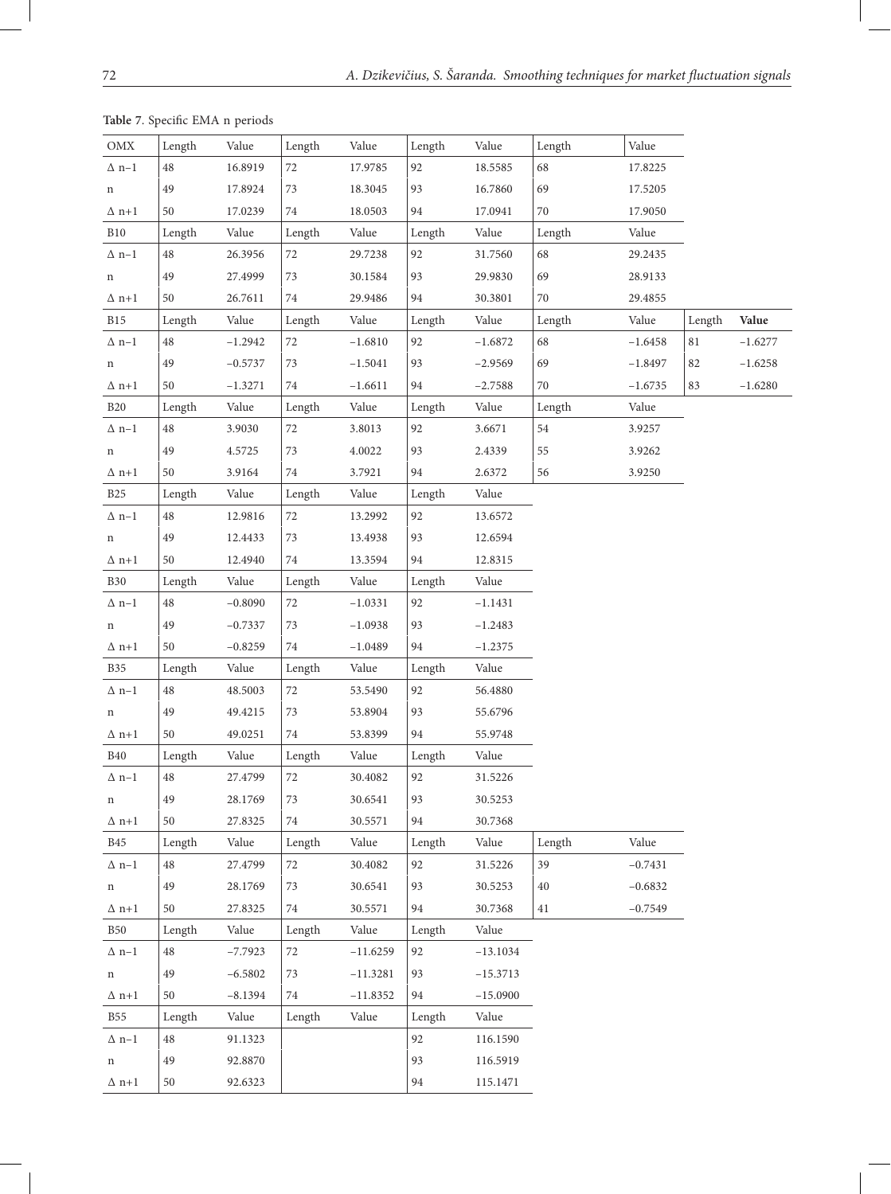**Table 7**. Specific EMA n periods

| OMX | Length | Value | Length | Value | Length | Value | Length | Value | | |
|---|---|---|---|---|---|---|---|---|---|---|
| Δ n–1 | 48 | 16.8919 | 72 | 17.9785 | 92 | 18.5585 | 68 | 17.8225 | | |
| n | 49 | 17.8924 | 73 | 18.3045 | 93 | 16.7860 | 69 | 17.5205 | | |
| Δ n+1 | 50 | 17.0239 | 74 | 18.0503 | 94 | 17.0941 | 70 | 17.9050 | | |
| B10 | Length | Value | Length | Value | Length | Value | Length | Value | | |
| Δ n–1 | 48 | 26.3956 | 72 | 29.7238 | 92 | 31.7560 | 68 | 29.2435 | | |
| n | 49 | 27.4999 | 73 | 30.1584 | 93 | 29.9830 | 69 | 28.9133 | | |
| Δ n+1 | 50 | 26.7611 | 74 | 29.9486 | 94 | 30.3801 | 70 | 29.4855 | | |
| B15 | Length | Value | Length | Value | Length | Value | Length | Value | Length | **Value** |
| Δ n–1 | 48 | −1.2942 | 72 | −1.6810 | 92 | −1.6872 | 68 | −1.6458 | 81 | −1.6277 |
| n | 49 | −0.5737 | 73 | −1.5041 | 93 | −2.9569 | 69 | −1.8497 | 82 | −1.6258 |
| Δ n+1 | 50 | −1.3271 | 74 | −1.6611 | 94 | −2.7588 | 70 | −1.6735 | 83 | −1.6280 |
| B20 | Length | Value | Length | Value | Length | Value | Length | Value | | |
| Δ n–1 | 48 | 3.9030 | 72 | 3.8013 | 92 | 3.6671 | 54 | 3.9257 | | |
| n | 49 | 4.5725 | 73 | 4.0022 | 93 | 2.4339 | 55 | 3.9262 | | |
| Δ n+1 | 50 | 3.9164 | 74 | 3.7921 | 94 | 2.6372 | 56 | 3.9250 | | |
| B25 | Length | Value | Length | Value | Length | Value | | | | |
| Δ n–1 | 48 | 12.9816 | 72 | 13.2992 | 92 | 13.6572 | | | | |
| n | 49 | 12.4433 | 73 | 13.4938 | 93 | 12.6594 | | | | |
| Δ n+1 | 50 | 12.4940 | 74 | 13.3594 | 94 | 12.8315 | | | | |
| B30 | Length | Value | Length | Value | Length | Value | | | | |
| Δ n–1 | 48 | −0.8090 | 72 | −1.0331 | 92 | −1.1431 | | | | |
| n | 49 | −0.7337 | 73 | −1.0938 | 93 | −1.2483 | | | | |
| Δ n+1 | 50 | −0.8259 | 74 | −1.0489 | 94 | −1.2375 | | | | |
| B35 | Length | Value | Length | Value | Length | Value | | | | |
| Δ n–1 | 48 | 48.5003 | 72 | 53.5490 | 92 | 56.4880 | | | | |
| n | 49 | 49.4215 | 73 | 53.8904 | 93 | 55.6796 | | | | |
| Δ n+1 | 50 | 49.0251 | 74 | 53.8399 | 94 | 55.9748 | | | | |
| B40 | Length | Value | Length | Value | Length | Value | | | | |
| Δ n–1 | 48 | 27.4799 | 72 | 30.4082 | 92 | 31.5226 | | | | |
| n | 49 | 28.1769 | 73 | 30.6541 | 93 | 30.5253 | | | | |
| Δ n+1 | 50 | 27.8325 | 74 | 30.5571 | 94 | 30.7368 | | | | |
| B45 | Length | Value | Length | Value | Length | Value | Length | Value | | |
| Δ n–1 | 48 | 27.4799 | 72 | 30.4082 | 92 | 31.5226 | 39 | −0.7431 | | |
| n | 49 | 28.1769 | 73 | 30.6541 | 93 | 30.5253 | 40 | −0.6832 | | |
| Δ n+1 | 50 | 27.8325 | 74 | 30.5571 | 94 | 30.7368 | 41 | −0.7549 | | |
| B50 | Length | Value | Length | Value | Length | Value | | | | |
| Δ n–1 | 48 | −7.7923 | 72 | −11.6259 | 92 | −13.1034 | | | | |
| n | 49 | −6.5802 | 73 | −11.3281 | 93 | −15.3713 | | | | |
| Δ n+1 | 50 | −8.1394 | 74 | −11.8352 | 94 | −15.0900 | | | | |
| B55 | Length | Value | Length | Value | Length | Value | | | | |
| Δ n–1 | 48 | 91.1323 | | | 92 | 116.1590 | | | | |
| n | 49 | 92.8870 | | | 93 | 116.5919 | | | | |
| Δ n+1 | 50 | 92.6323 | | | 94 | 115.1471 | | | | |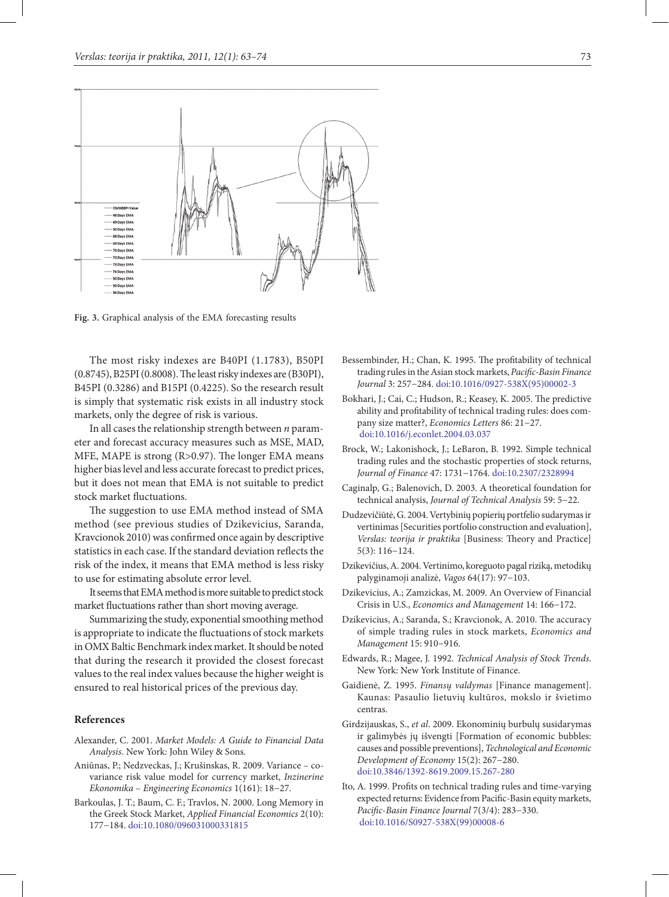Fig. 3. Graphical analysis of the EMA forecasting results

The most risky indexes are B40PI (1.1783), B50PI (0.8745), B25PI (0.8008). The least risky indexes are (B30PI), B45PI (0.3286) and B15PI (0.4225). So the research result is simply that systematic risk exists in all industry stock markets, only the degree of risk is various.

In all cases the relationship strength between *n* parameter and forecast accuracy measures such as MSE, MAD, MFE, MAPE is strong (R>0.97). The longer EMA means higher bias level and less accurate forecast to predict prices, but it does not mean that EMA is not suitable to predict stock market fluctuations.

The suggestion to use EMA method instead of SMA method (see previous studies of Dzikevicius, Saranda, Kravcionok 2010) was confirmed once again by descriptive statistics in each case. If the standard deviation reflects the risk of the index, it means that EMA method is less risky to use for estimating absolute error level.

It seems that EMA method is more suitable to predict stock market fluctuations rather than short moving average.

Summarizing the study, exponential smoothing method is appropriate to indicate the fluctuations of stock markets in OMX Baltic Benchmark index market. It should be noted that during the research it provided the closest forecast values to the real index values because the higher weight is ensured to real historical prices of the previous day.

## References

Alexander, C. 2001. *Market Models: A Guide to Financial Data Analysis*. New York: John Wiley & Sons.

Aniūnas, P.; Nedzveckas, J.; Krušinskas, R. 2009. Variance – covariance risk value model for currency market, *Inzinerine Ekonomika – Engineering Economics* 1(161): 18–27.

Barkoulas, J. T.; Baum, C. F.; Travlos, N. 2000. Long Memory in the Greek Stock Market, *Applied Financial Economics* 2(10): 177–184. doi:10.1080/096031000331815

Bessembinder, H.; Chan, K. 1995. The profitability of technical trading rules in the Asian stock markets, *Pacific-Basin Finance Journal* 3: 257–284. doi:10.1016/0927-538X(95)00002-3

Bokhari, J.; Cai, C.; Hudson, R.; Keasey, K. 2005. The predictive ability and profitability of technical trading rules: does company size matter?, *Economics Letters* 86: 21–27. doi:10.1016/j.econlet.2004.03.037

Brock, W.; Lakonishock, J.; LeBaron, B. 1992. Simple technical trading rules and the stochastic properties of stock returns, *Journal of Finance* 47: 1731–1764. doi:10.2307/2328994

Caginalp, G.; Balenovich, D. 2003. A theoretical foundation for technical analysis, *Journal of Technical Analysis* 59: 5–22.

Dudzevičiūtė, G. 2004. Vertybinių popierių portfelio sudarymas ir vertinimas [Securities portfolio construction and evaluation], *Verslas: teorija ir praktika* [Business: Theory and Practice] 5(3): 116–124.

Dzikevičius, A. 2004. Vertinimo, koreguoto pagal riziką, metodikų palyginamoji analizė, *Vagos* 64(17): 97–103.

Dzikevicius, A.; Zamzickas, M. 2009. An Overview of Financial Crisis in U.S., *Economics and Management* 14: 166–172.

Dzikevicius, A.; Saranda, S.; Kravcionok, A. 2010. The accuracy of simple trading rules in stock markets, *Economics and Management* 15: 910–916.

Edwards, R.; Magee, J. 1992. *Technical Analysis of Stock Trends*. New York: New York Institute of Finance.

Gaidienė, Z. 1995. *Finansų valdymas* [Finance management]. Kaunas: Pasaulio lietuvių kultūros, mokslo ir švietimo centras.

Girdzijauskas, S., *et al*. 2009. Ekonominių burbulų susidarymas ir galimybės jų išvengti [Formation of economic bubbles: causes and possible preventions], *Technological and Economic Development of Economy* 15(2): 267–280. doi:10.3846/1392-8619.2009.15.267-280

Ito, A. 1999. Profits on technical trading rules and time-varying expected returns: Evidence from Pacific-Basin equity markets, *Pacific-Basin Finance Journal* 7(3/4): 283–330. doi:10.1016/S0927-538X(99)00008-6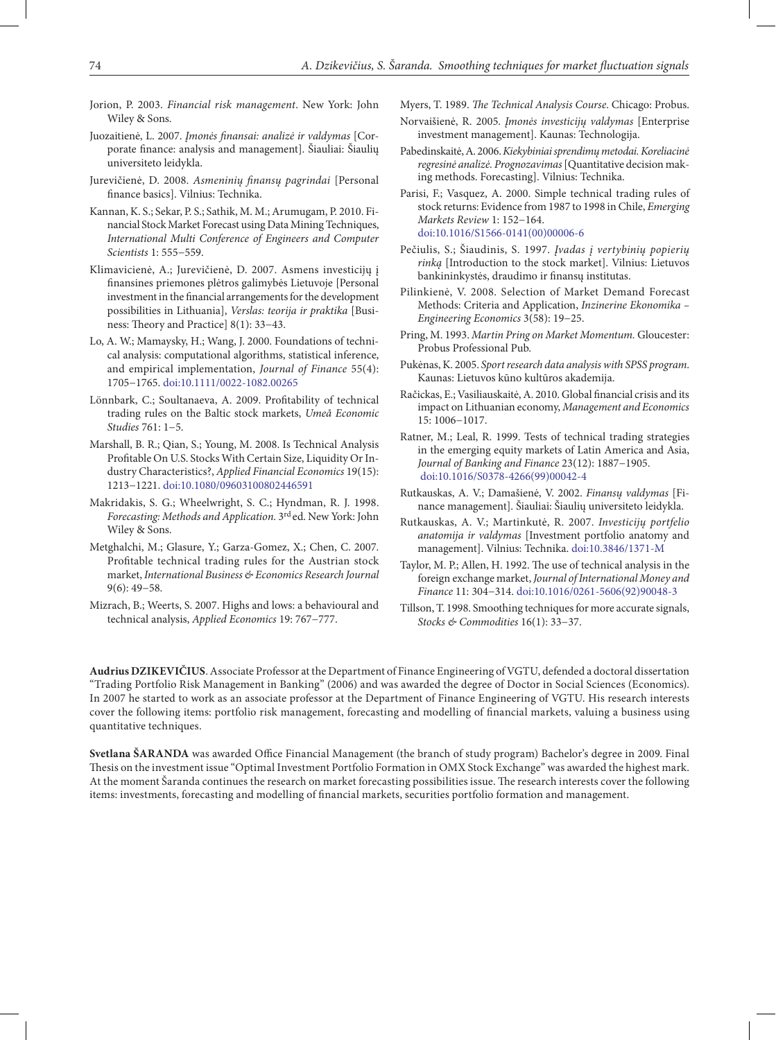Jorion, P. 2003. *Financial risk management*. New York: John Wiley & Sons.

Juozaitienė, L. 2007. *Įmonės finansai: analizė ir valdymas* [Corporate finance: analysis and management]. Šiauliai: Šiaulių universiteto leidykla.

Jurevičienė, D. 2008. *Asmeninių finansų pagrindai* [Personal finance basics]. Vilnius: Technika.

Kannan, K. S.; Sekar, P. S.; Sathik, M. M.; Arumugam, P. 2010. Financial Stock Market Forecast using Data Mining Techniques, *International Multi Conference of Engineers and Computer Scientists* 1: 555−559.

Klimavicienė, A.; Jurevičienė, D. 2007. Asmens investicijų į finansines priemones plėtros galimybės Lietuvoje [Personal investment in the financial arrangements for the development possibilities in Lithuania], *Verslas: teorija ir praktika* [Business: Theory and Practice] 8(1): 33–43.

Lo, A. W.; Mamaysky, H.; Wang, J. 2000. Foundations of technical analysis: computational algorithms, statistical inference, and empirical implementation, *Journal of Finance* 55(4): 1705−1765. doi:10.1111/0022-1082.00265

Lönnbark, C.; Soultanaeva, A. 2009. Profitability of technical trading rules on the Baltic stock markets, *Umeå Economic Studies* 761: 1−5.

Marshall, B. R.; Qian, S.; Young, M. 2008. Is Technical Analysis Profitable On U.S. Stocks With Certain Size, Liquidity Or Industry Characteristics?, *Applied Financial Economics* 19(15): 1213−1221. doi:10.1080/09603100802446591

Makridakis, S. G.; Wheelwright, S. C.; Hyndman, R. J. 1998. *Forecasting: Methods and Application.* 3rd ed. New York: John Wiley & Sons.

Metghalchi, M.; Glasure, Y.; Garza-Gomez, X.; Chen, C. 2007. Profitable technical trading rules for the Austrian stock market, *International Business & Economics Research Journal* 9(6): 49−58.

Mizrach, B.; Weerts, S. 2007. Highs and lows: a behavioural and technical analysis, *Applied Economics* 19: 767−777.

Myers, T. 1989. *The Technical Analysis Course*. Chicago: Probus.

Norvaišienė, R. 2005. *Įmonės investicijų valdymas* [Enterprise investment management]. Kaunas: Technologija.

Pabedinskaitė, A. 2006. *Kiekybiniai sprendimų metodai. Koreliacinė regresinė analizė. Prognozavimas* [Quantitative decision making methods. Forecasting]. Vilnius: Technika.

Parisi, F.; Vasquez, A. 2000. Simple technical trading rules of stock returns: Evidence from 1987 to 1998 in Chile, *Emerging Markets Review* 1: 152−164. doi:10.1016/S1566-0141(00)00006-6

Pečiulis, S.; Šiaudinis, S. 1997. *Įvadas į vertybinių popierių rinką* [Introduction to the stock market]. Vilnius: Lietuvos bankininkystės, draudimo ir finansų institutas.

Pilinkienė, V. 2008. Selection of Market Demand Forecast Methods: Criteria and Application, *Inzinerine Ekonomika – Engineering Economics* 3(58): 19−25.

Pring, M. 1993. *Martin Pring on Market Momentum*. Gloucester: Probus Professional Pub.

Pukėnas, K. 2005. *Sport research data analysis with SPSS program*. Kaunas: Lietuvos kūno kultūros akademija.

Račickas, E.; Vasiliauskaitė, A. 2010. Global financial crisis and its impact on Lithuanian economy, *Management and Economics* 15: 1006−1017.

Ratner, M.; Leal, R. 1999. Tests of technical trading strategies in the emerging equity markets of Latin America and Asia, *Journal of Banking and Finance* 23(12): 1887−1905. doi:10.1016/S0378-4266(99)00042-4

Rutkauskas, A. V.; Damašienė, V. 2002. *Finansų valdymas* [Finance management]. Šiauliai: Šiaulių universiteto leidykla.

Rutkauskas, A. V.; Martinkutė, R. 2007. *Investicijų portfelio anatomija ir valdymas* [Investment portfolio anatomy and management]. Vilnius: Technika. doi:10.3846/1371-M

Taylor, M. P.; Allen, H. 1992. The use of technical analysis in the foreign exchange market, *Journal of International Money and Finance* 11: 304−314. doi:10.1016/0261-5606(92)90048-3

Tillson, T. 1998. Smoothing techniques for more accurate signals, *Stocks & Commodities* 16(1): 33−37.

**Audrius DZIKEVIČIUS**. Associate Professor at the Department of Finance Engineering of VGTU, defended a doctoral dissertation "Trading Portfolio Risk Management in Banking" (2006) and was awarded the degree of Doctor in Social Sciences (Economics). In 2007 he started to work as an associate professor at the Department of Finance Engineering of VGTU. His research interests cover the following items: portfolio risk management, forecasting and modelling of financial markets, valuing a business using quantitative techniques.

**Svetlana ŠARANDA** was awarded Office Financial Management (the branch of study program) Bachelor's degree in 2009. Final Thesis on the investment issue "Optimal Investment Portfolio Formation in OMX Stock Exchange" was awarded the highest mark. At the moment Šaranda continues the research on market forecasting possibilities issue. The research interests cover the following items: investments, forecasting and modelling of financial markets, securities portfolio formation and management.